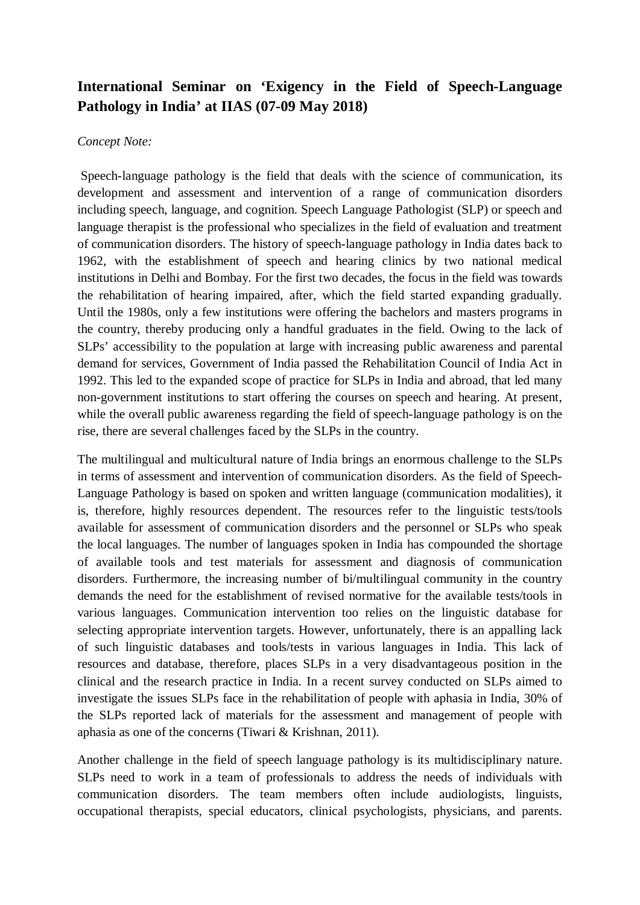# International Seminar on 'Exigency in the Field of Speech-Language Pathology in India' at IIAS (07-09 May 2018)

*Concept Note:*

Speech-language pathology is the field that deals with the science of communication, its development and assessment and intervention of a range of communication disorders including speech, language, and cognition. Speech Language Pathologist (SLP) or speech and language therapist is the professional who specializes in the field of evaluation and treatment of communication disorders. The history of speech-language pathology in India dates back to 1962, with the establishment of speech and hearing clinics by two national medical institutions in Delhi and Bombay. For the first two decades, the focus in the field was towards the rehabilitation of hearing impaired, after, which the field started expanding gradually. Until the 1980s, only a few institutions were offering the bachelors and masters programs in the country, thereby producing only a handful graduates in the field. Owing to the lack of SLPs' accessibility to the population at large with increasing public awareness and parental demand for services, Government of India passed the Rehabilitation Council of India Act in 1992. This led to the expanded scope of practice for SLPs in India and abroad, that led many non-government institutions to start offering the courses on speech and hearing. At present, while the overall public awareness regarding the field of speech-language pathology is on the rise, there are several challenges faced by the SLPs in the country.

The multilingual and multicultural nature of India brings an enormous challenge to the SLPs in terms of assessment and intervention of communication disorders. As the field of Speech-Language Pathology is based on spoken and written language (communication modalities), it is, therefore, highly resources dependent. The resources refer to the linguistic tests/tools available for assessment of communication disorders and the personnel or SLPs who speak the local languages. The number of languages spoken in India has compounded the shortage of available tools and test materials for assessment and diagnosis of communication disorders. Furthermore, the increasing number of bi/multilingual community in the country demands the need for the establishment of revised normative for the available tests/tools in various languages. Communication intervention too relies on the linguistic database for selecting appropriate intervention targets. However, unfortunately, there is an appalling lack of such linguistic databases and tools/tests in various languages in India. This lack of resources and database, therefore, places SLPs in a very disadvantageous position in the clinical and the research practice in India. In a recent survey conducted on SLPs aimed to investigate the issues SLPs face in the rehabilitation of people with aphasia in India, 30% of the SLPs reported lack of materials for the assessment and management of people with aphasia as one of the concerns (Tiwari & Krishnan, 2011).

Another challenge in the field of speech language pathology is its multidisciplinary nature. SLPs need to work in a team of professionals to address the needs of individuals with communication disorders. The team members often include audiologists, linguists, occupational therapists, special educators, clinical psychologists, physicians, and parents.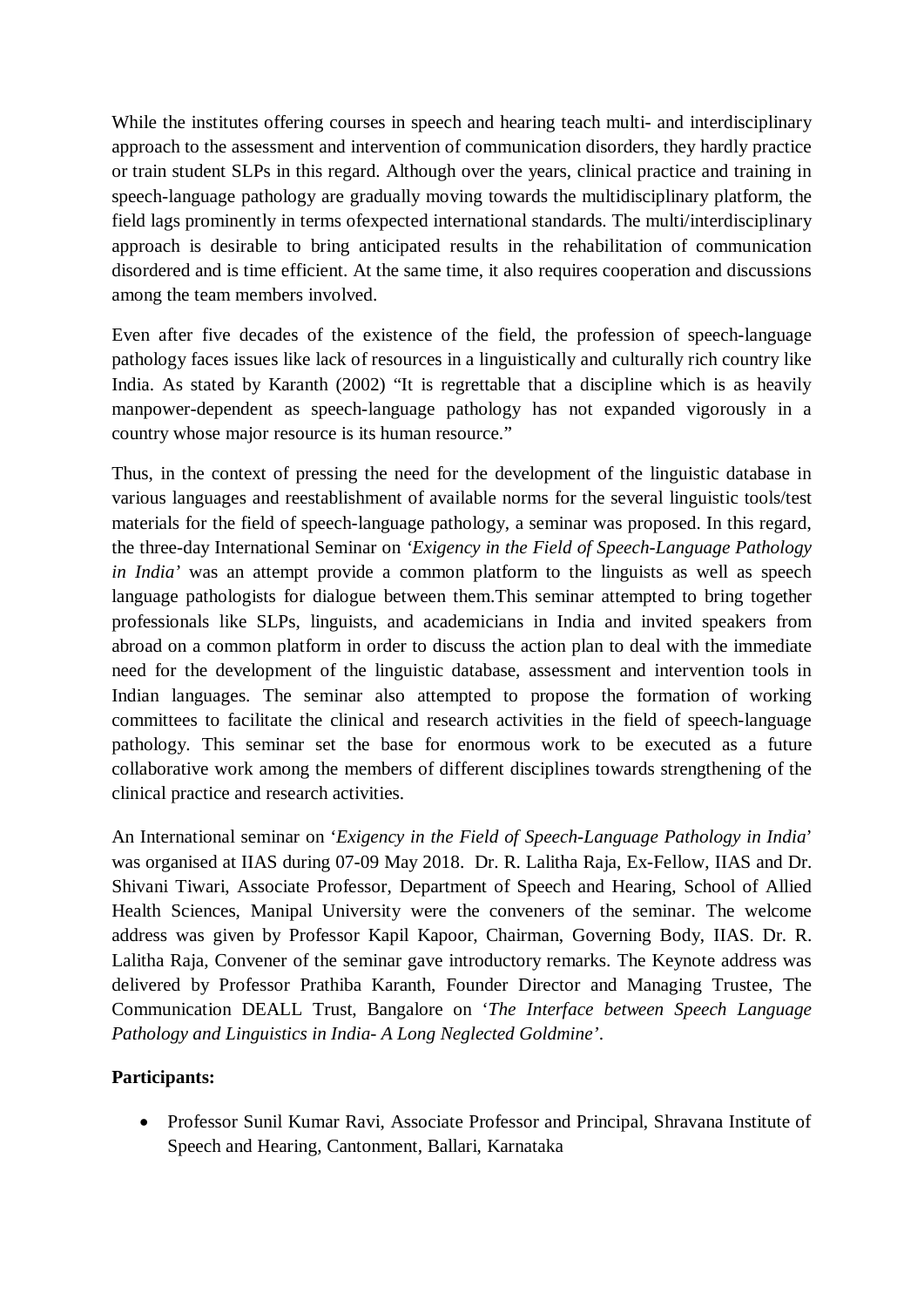While the institutes offering courses in speech and hearing teach multi- and interdisciplinary approach to the assessment and intervention of communication disorders, they hardly practice or train student SLPs in this regard. Although over the years, clinical practice and training in speech-language pathology are gradually moving towards the multidisciplinary platform, the field lags prominently in terms ofexpected international standards. The multi/interdisciplinary approach is desirable to bring anticipated results in the rehabilitation of communication disordered and is time efficient. At the same time, it also requires cooperation and discussions among the team members involved.

Even after five decades of the existence of the field, the profession of speech-language pathology faces issues like lack of resources in a linguistically and culturally rich country like India. As stated by Karanth (2002) "It is regrettable that a discipline which is as heavily manpower-dependent as speech-language pathology has not expanded vigorously in a country whose major resource is its human resource."

Thus, in the context of pressing the need for the development of the linguistic database in various languages and reestablishment of available norms for the several linguistic tools/test materials for the field of speech-language pathology, a seminar was proposed. In this regard, the three-day International Seminar on '*Exigency in the Field of Speech-Language Pathology in India*' was an attempt provide a common platform to the linguists as well as speech language pathologists for dialogue between them.This seminar attempted to bring together professionals like SLPs, linguists, and academicians in India and invited speakers from abroad on a common platform in order to discuss the action plan to deal with the immediate need for the development of the linguistic database, assessment and intervention tools in Indian languages. The seminar also attempted to propose the formation of working committees to facilitate the clinical and research activities in the field of speech-language pathology. This seminar set the base for enormous work to be executed as a future collaborative work among the members of different disciplines towards strengthening of the clinical practice and research activities.

An International seminar on '*Exigency in the Field of Speech-Language Pathology in India*' was organised at IIAS during 07-09 May 2018. Dr. R. Lalitha Raja, Ex-Fellow, IIAS and Dr. Shivani Tiwari, Associate Professor, Department of Speech and Hearing, School of Allied Health Sciences, Manipal University were the conveners of the seminar. The welcome address was given by Professor Kapil Kapoor, Chairman, Governing Body, IIAS. Dr. R. Lalitha Raja, Convener of the seminar gave introductory remarks. The Keynote address was delivered by Professor Prathiba Karanth, Founder Director and Managing Trustee, The Communication DEALL Trust, Bangalore on '*The Interface between Speech Language Pathology and Linguistics in India- A Long Neglected Goldmine*'.

**Participants:**

- Professor Sunil Kumar Ravi, Associate Professor and Principal, Shravana Institute of Speech and Hearing, Cantonment, Ballari, Karnataka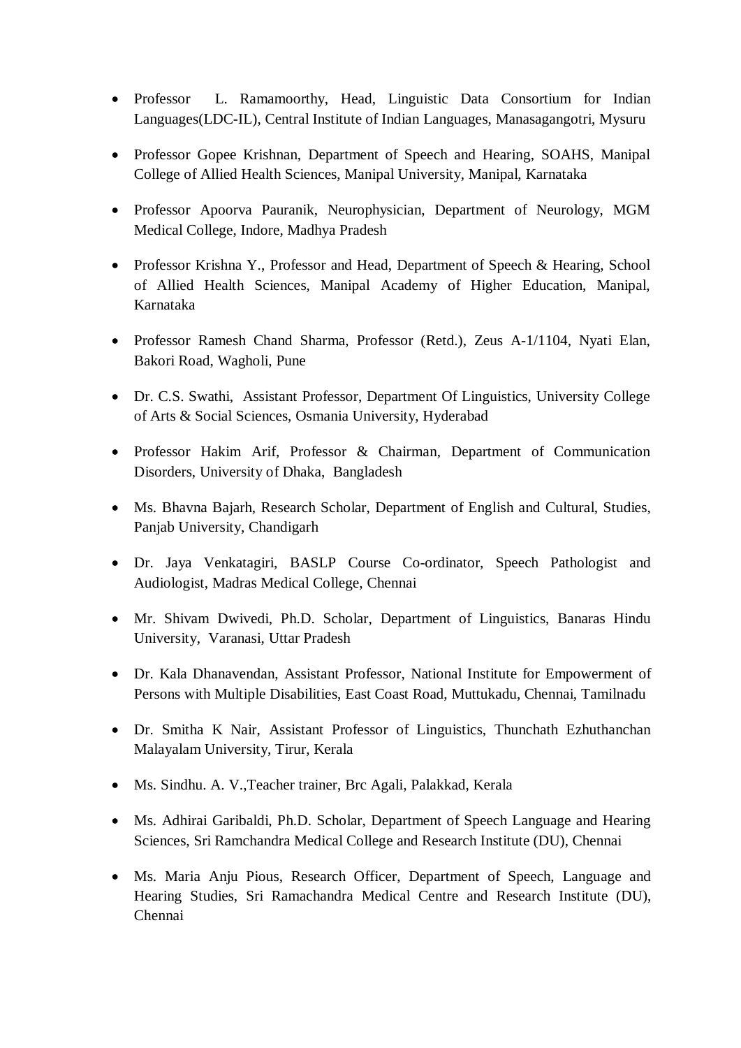- Professor L. Ramamoorthy, Head, Linguistic Data Consortium for Indian Languages(LDC-IL), Central Institute of Indian Languages, Manasagangotri, Mysuru

- Professor Gopee Krishnan, Department of Speech and Hearing, SOAHS, Manipal College of Allied Health Sciences, Manipal University, Manipal, Karnataka

- Professor Apoorva Pauranik, Neurophysician, Department of Neurology, MGM Medical College, Indore, Madhya Pradesh

- Professor Krishna Y., Professor and Head, Department of Speech & Hearing, School of Allied Health Sciences, Manipal Academy of Higher Education, Manipal, Karnataka

- Professor Ramesh Chand Sharma, Professor (Retd.), Zeus A-1/1104, Nyati Elan, Bakori Road, Wagholi, Pune

- Dr. C.S. Swathi, Assistant Professor, Department Of Linguistics, University College of Arts & Social Sciences, Osmania University, Hyderabad

- Professor Hakim Arif, Professor & Chairman, Department of Communication Disorders, University of Dhaka, Bangladesh

- Ms. Bhavna Bajarh, Research Scholar, Department of English and Cultural, Studies, Panjab University, Chandigarh

- Dr. Jaya Venkatagiri, BASLP Course Co-ordinator, Speech Pathologist and Audiologist, Madras Medical College, Chennai

- Mr. Shivam Dwivedi, Ph.D. Scholar, Department of Linguistics, Banaras Hindu University, Varanasi, Uttar Pradesh

- Dr. Kala Dhanavendan, Assistant Professor, National Institute for Empowerment of Persons with Multiple Disabilities, East Coast Road, Muttukadu, Chennai, Tamilnadu

- Dr. Smitha K Nair, Assistant Professor of Linguistics, Thunchath Ezhuthanchan Malayalam University, Tirur, Kerala

- Ms. Sindhu. A. V.,Teacher trainer, Brc Agali, Palakkad, Kerala

- Ms. Adhirai Garibaldi, Ph.D. Scholar, Department of Speech Language and Hearing Sciences, Sri Ramchandra Medical College and Research Institute (DU), Chennai

- Ms. Maria Anju Pious, Research Officer, Department of Speech, Language and Hearing Studies, Sri Ramachandra Medical Centre and Research Institute (DU), Chennai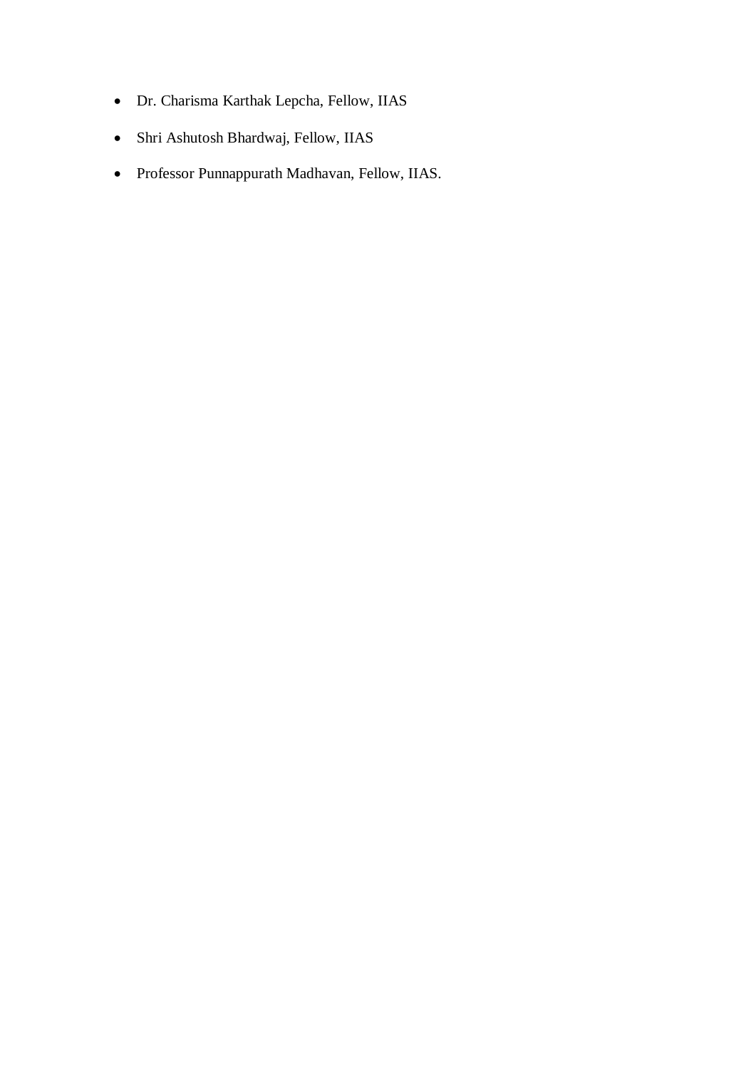- Dr. Charisma Karthak Lepcha, Fellow, IIAS
- Shri Ashutosh Bhardwaj, Fellow, IIAS
- Professor Punnappurath Madhavan, Fellow, IIAS.